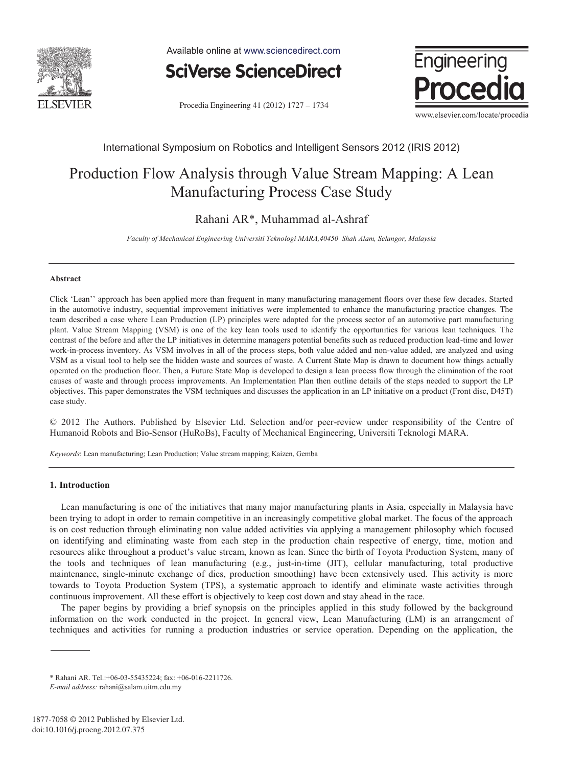International Symposium on Robotics and Intelligent Sensors 2012 (IRIS 2012)

# Production Flow Analysis through Value Stream Mapping: A Lean Manufacturing Process Case Study

Rahani AR*, Muhammad al-Ashraf

*Faculty of Mechanical Engineering Universiti Teknologi MARA,40450 Shah Alam, Selangor, Malaysia*

---

**Abstract**

Click 'Lean'' approach has been applied more than frequent in many manufacturing management floors over these few decades. Started in the automotive industry, sequential improvement initiatives were implemented to enhance the manufacturing practice changes. The team described a case where Lean Production (LP) principles were adapted for the process sector of an automotive part manufacturing plant. Value Stream Mapping (VSM) is one of the key lean tools used to identify the opportunities for various lean techniques. The contrast of the before and after the LP initiatives in determine managers potential benefits such as reduced production lead-time and lower work-in-process inventory. As VSM involves in all of the process steps, both value added and non-value added, are analyzed and using VSM as a visual tool to help see the hidden waste and sources of waste. A Current State Map is drawn to document how things actually operated on the production floor. Then, a Future State Map is developed to design a lean process flow through the elimination of the root causes of waste and through process improvements. An Implementation Plan then outline details of the steps needed to support the LP objectives. This paper demonstrates the VSM techniques and discusses the application in an LP initiative on a product (Front disc, D45T) case study.

© 2012 The Authors. Published by Elsevier Ltd. Selection and/or peer-review under responsibility of the Centre of Humanoid Robots and Bio-Sensor (HuRoBs), Faculty of Mechanical Engineering, Universiti Teknologi MARA.

*Keywords*: Lean manufacturing; Lean Production; Value stream mapping; Kaizen, Gemba

---

## 1. Introduction

Lean manufacturing is one of the initiatives that many major manufacturing plants in Asia, especially in Malaysia have been trying to adopt in order to remain competitive in an increasingly competitive global market. The focus of the approach is on cost reduction through eliminating non value added activities via applying a management philosophy which focused on identifying and eliminating waste from each step in the production chain respective of energy, time, motion and resources alike throughout a product's value stream, known as lean. Since the birth of Toyota Production System, many of the tools and techniques of lean manufacturing (e.g., just-in-time (JIT), cellular manufacturing, total productive maintenance, single-minute exchange of dies, production smoothing) have been extensively used. This activity is more towards to Toyota Production System (TPS), a systematic approach to identify and eliminate waste activities through continuous improvement. All these effort is objectively to keep cost down and stay ahead in the race.

The paper begins by providing a brief synopsis on the principles applied in this study followed by the background information on the work conducted in the project. In general view, Lean Manufacturing (LM) is an arrangement of techniques and activities for running a production industries or service operation. Depending on the application, the

---

\* Rahani AR. Tel.:+06-03-55435224; fax: +06-016-2211726.
*E-mail address:* rahani@salam.uitm.edu.my

1877-7058 © 2012 Published by Elsevier Ltd.
doi:10.1016/j.proeng.2012.07.375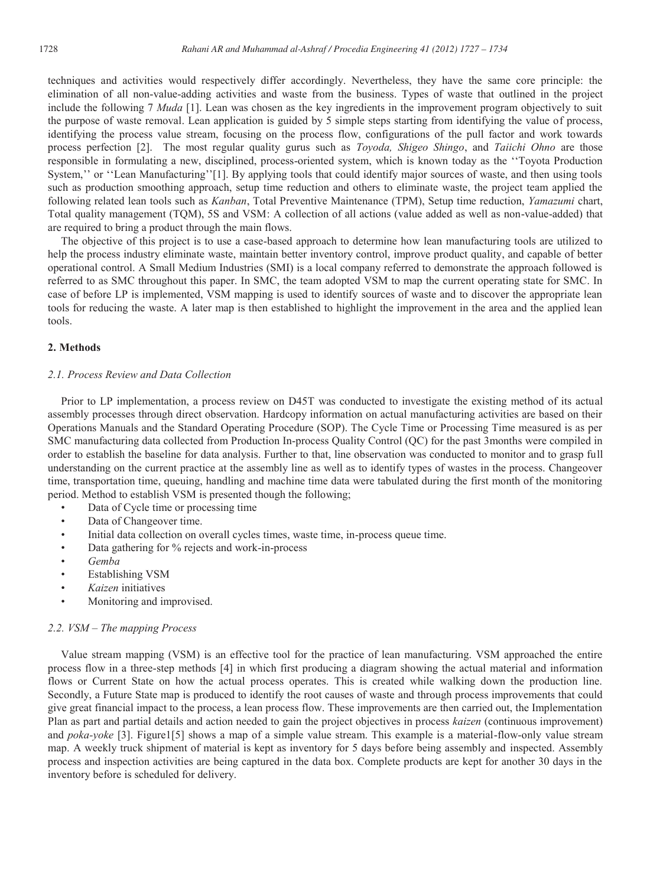techniques and activities would respectively differ accordingly. Nevertheless, they have the same core principle: the elimination of all non-value-adding activities and waste from the business. Types of waste that outlined in the project include the following 7 *Muda* [1]. Lean was chosen as the key ingredients in the improvement program objectively to suit the purpose of waste removal. Lean application is guided by 5 simple steps starting from identifying the value of process, identifying the process value stream, focusing on the process flow, configurations of the pull factor and work towards process perfection [2]. The most regular quality gurus such as *Toyoda, Shigeo Shingo*, and *Taiichi Ohno* are those responsible in formulating a new, disciplined, process-oriented system, which is known today as the ''Toyota Production System,'' or ''Lean Manufacturing''[1]. By applying tools that could identify major sources of waste, and then using tools such as production smoothing approach, setup time reduction and others to eliminate waste, the project team applied the following related lean tools such as *Kanban*, Total Preventive Maintenance (TPM), Setup time reduction, *Yamazumi* chart, Total quality management (TQM), 5S and VSM: A collection of all actions (value added as well as non-value-added) that are required to bring a product through the main flows.

The objective of this project is to use a case-based approach to determine how lean manufacturing tools are utilized to help the process industry eliminate waste, maintain better inventory control, improve product quality, and capable of better operational control. A Small Medium Industries (SMI) is a local company referred to demonstrate the approach followed is referred to as SMC throughout this paper. In SMC, the team adopted VSM to map the current operating state for SMC. In case of before LP is implemented, VSM mapping is used to identify sources of waste and to discover the appropriate lean tools for reducing the waste. A later map is then established to highlight the improvement in the area and the applied lean tools.

## 2. Methods

### 2.1. Process Review and Data Collection

Prior to LP implementation, a process review on D45T was conducted to investigate the existing method of its actual assembly processes through direct observation. Hardcopy information on actual manufacturing activities are based on their Operations Manuals and the Standard Operating Procedure (SOP). The Cycle Time or Processing Time measured is as per SMC manufacturing data collected from Production In-process Quality Control (QC) for the past 3months were compiled in order to establish the baseline for data analysis. Further to that, line observation was conducted to monitor and to grasp full understanding on the current practice at the assembly line as well as to identify types of wastes in the process. Changeover time, transportation time, queuing, handling and machine time data were tabulated during the first month of the monitoring period. Method to establish VSM is presented though the following;

- Data of Cycle time or processing time
- Data of Changeover time.
- Initial data collection on overall cycles times, waste time, in-process queue time.
- Data gathering for % rejects and work-in-process
- *Gemba*
- Establishing VSM
- *Kaizen* initiatives
- Monitoring and improvised.

### 2.2. VSM – The mapping Process

Value stream mapping (VSM) is an effective tool for the practice of lean manufacturing. VSM approached the entire process flow in a three-step methods [4] in which first producing a diagram showing the actual material and information flows or Current State on how the actual process operates. This is created while walking down the production line. Secondly, a Future State map is produced to identify the root causes of waste and through process improvements that could give great financial impact to the process, a lean process flow. These improvements are then carried out, the Implementation Plan as part and partial details and action needed to gain the project objectives in process *kaizen* (continuous improvement) and *poka-yoke* [3]. Figure1[5] shows a map of a simple value stream. This example is a material-flow-only value stream map. A weekly truck shipment of material is kept as inventory for 5 days before being assembly and inspected. Assembly process and inspection activities are being captured in the data box. Complete products are kept for another 30 days in the inventory before is scheduled for delivery.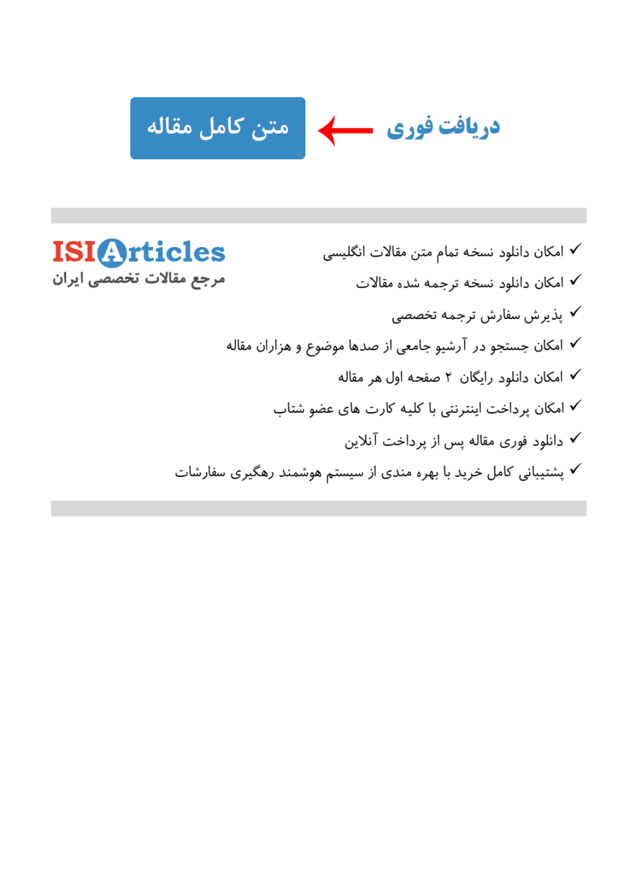دریافت فوری ← متن کامل مقاله

ISIArticles
مرجع مقالات تخصصی ایران

- ✓ امکان دانلود نسخه تمام متن مقالات انگلیسی
- ✓ امکان دانلود نسخه ترجمه شده مقالات
- ✓ پذیرش سفارش ترجمه تخصصی
- ✓ امکان جستجو در آرشیو جامعی از صدها موضوع و هزاران مقاله
- ✓ امکان دانلود رایگان ۲ صفحه اول هر مقاله
- ✓ امکان پرداخت اینترنتی با کلیه کارت های عضو شتاب
- ✓ دانلود فوری مقاله پس از پرداخت آنلاین
- ✓ پشتیبانی کامل خرید با بهره مندی از سیستم هوشمند رهگیری سفارشات